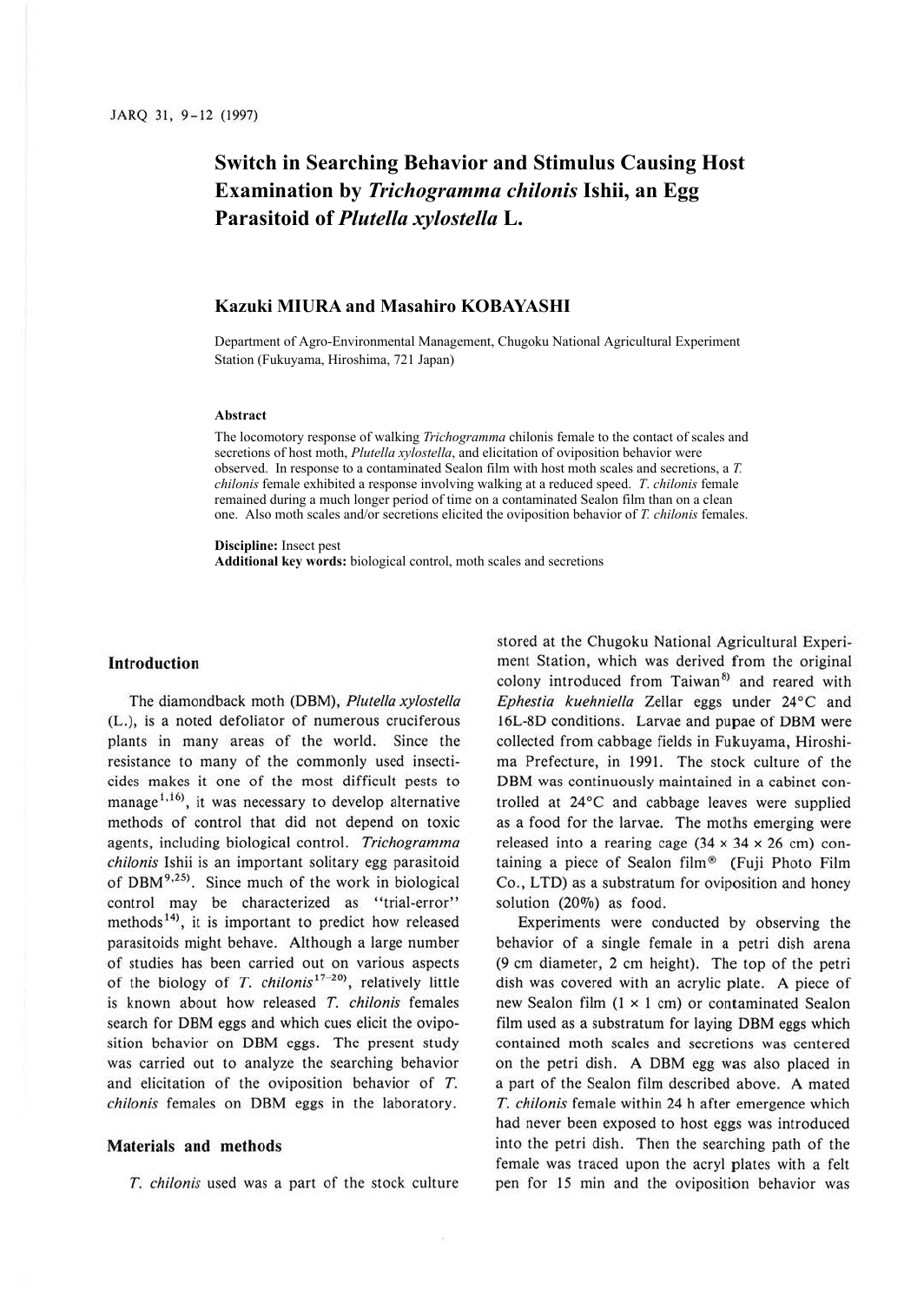# Switch in Searching Behavior and Stimulus Causing Host Examination by *Trichogramma chilonis* Ishii, an Egg Parasitoid of *Plutella xylostella* L.

**Kazuki MIURA and Masahiro KOBAYASHI**

Department of Agro-Environmental Management, Chugoku National Agricultural Experiment Station (Fukuyama, Hiroshima, 721 Japan)

### Abstract

The locomotory response of walking *Trichogramma* chilonis female to the contact of scales and secretions of host moth, *Plutella xylostella*, and elicitation of oviposition behavior were observed. In response to a contaminated Sealon film with host moth scales and secretions, a *T. chilonis* female exhibited a response involving walking at a reduced speed. *T. chilonis* female remained during a much longer period of time on a contaminated Sealon film than on a clean one. Also moth scales and/or secretions elicited the oviposition behavior of *T. chilonis* females.

**Discipline:** Insect pest
**Additional key words:** biological control, moth scales and secretions

## Introduction

The diamondback moth (DBM), *Plutella xylostella* (L.), is a noted defoliator of numerous cruciferous plants in many areas of the world. Since the resistance to many of the commonly used insecticides makes it one of the most difficult pests to manage[1,16], it was necessary to develop alternative methods of control that did not depend on toxic agents, including biological control. *Trichogramma chilonis* Ishii is an important solitary egg parasitoid of DBM[9,25]. Since much of the work in biological control may be characterized as "trial-error" methods[14], it is important to predict how released parasitoids might behave. Although a large number of studies has been carried out on various aspects of the biology of *T. chilonis*[17-20], relatively little is known about how released *T. chilonis* females search for DBM eggs and which cues elicit the oviposition behavior on DBM eggs. The present study was carried out to analyze the searching behavior and elicitation of the oviposition behavior of *T. chilonis* females on DBM eggs in the laboratory.

## Materials and methods

*T. chilonis* used was a part of the stock culture stored at the Chugoku National Agricultural Experiment Station, which was derived from the original colony introduced from Taiwan[8] and reared with *Ephestia kuehniella* Zellar eggs under 24°C and 16L-8D conditions. Larvae and pupae of DBM were collected from cabbage fields in Fukuyama, Hiroshima Prefecture, in 1991. The stock culture of the DBM was continuously maintained in a cabinet controlled at 24°C and cabbage leaves were supplied as a food for the larvae. The moths emerging were released into a rearing cage (34 × 34 × 26 cm) containing a piece of Sealon film® (Fuji Photo Film Co., LTD) as a substratum for oviposition and honey solution (20%) as food.

Experiments were conducted by observing the behavior of a single female in a petri dish arena (9 cm diameter, 2 cm height). The top of the petri dish was covered with an acrylic plate. A piece of new Sealon film (1 × 1 cm) or contaminated Sealon film used as a substratum for laying DBM eggs which contained moth scales and secretions was centered on the petri dish. A DBM egg was also placed in a part of the Sealon film described above. A mated *T. chilonis* female within 24 h after emergence which had never been exposed to host eggs was introduced into the petri dish. Then the searching path of the female was traced upon the acryl plates with a felt pen for 15 min and the oviposition behavior was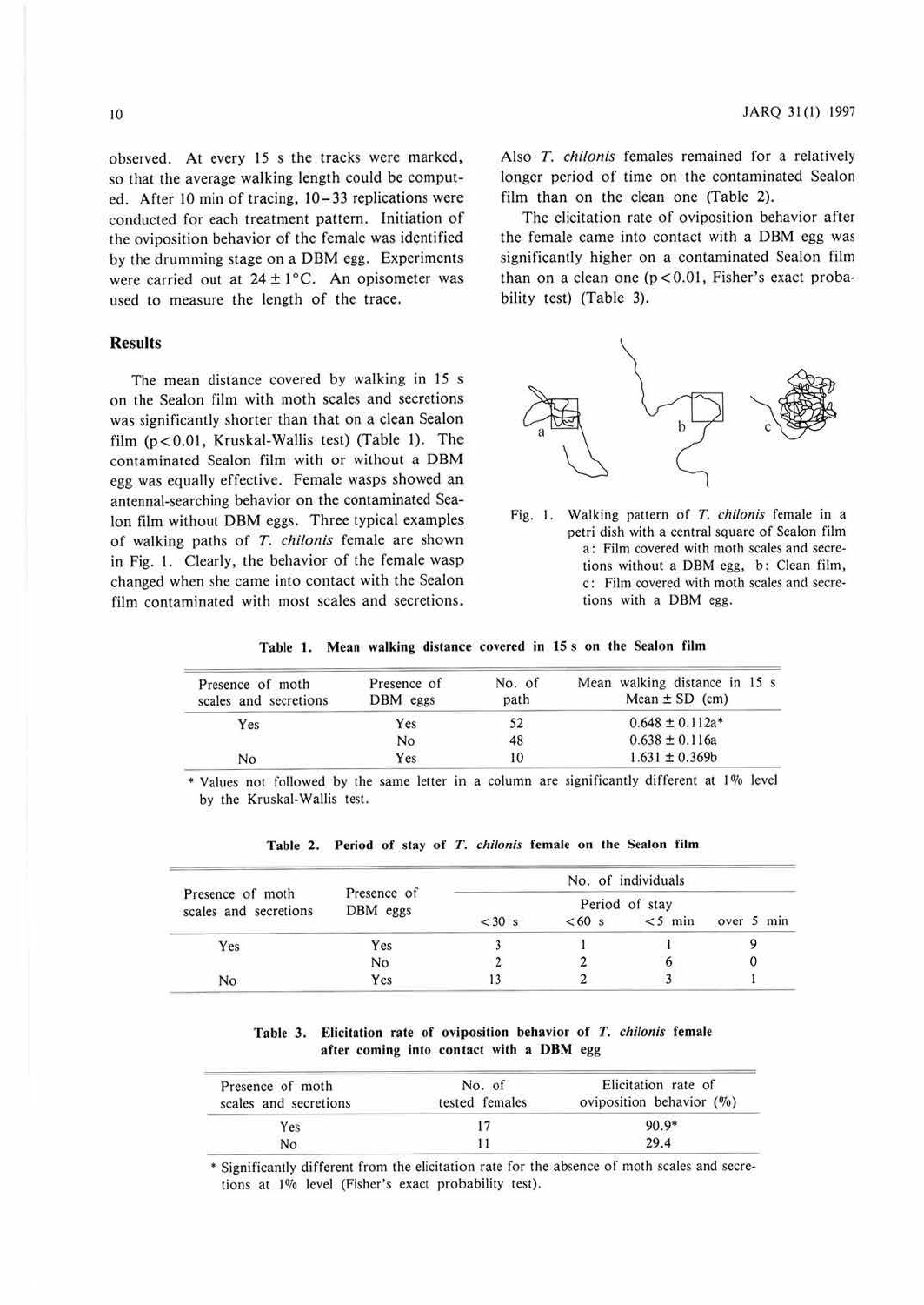observed. At every 15 s the tracks were marked, so that the average walking length could be computed. After 10 min of tracing, 10–33 replications were conducted for each treatment pattern. Initiation of the oviposition behavior of the female was identified by the drumming stage on a DBM egg. Experiments were carried out at 24 ± 1°C. An opisometer was used to measure the length of the trace.

## Results

The mean distance covered by walking in 15 s on the Sealon film with moth scales and secretions was significantly shorter than that on a clean Sealon film ($p<0.01$, Kruskal-Wallis test) (Table 1). The contaminated Sealon film with or without a DBM egg was equally effective. Female wasps showed an antennal-searching behavior on the contaminated Sealon film without DBM eggs. Three typical examples of walking paths of *T. chilonis* female are shown in Fig. 1. Clearly, the behavior of the female wasp changed when she came into contact with the Sealon film contaminated with most scales and secretions. Also *T. chilonis* females remained for a relatively longer period of time on the contaminated Sealon film than on the clean one (Table 2).

The elicitation rate of oviposition behavior after the female came into contact with a DBM egg was significantly higher on a contaminated Sealon film than on a clean one ($p<0.01$, Fisher's exact probability test) (Table 3).

Fig. 1. Walking pattern of *T. chilonis* female in a petri dish with a central square of Sealon film
a: Film covered with moth scales and secretions without a DBM egg, b: Clean film, c: Film covered with moth scales and secretions with a DBM egg.

**Table 1. Mean walking distance covered in 15 s on the Sealon film**

| Presence of moth scales and secretions | Presence of DBM eggs | No. of path | Mean walking distance in 15 s Mean ± SD (cm) |
|---|---|---|---|
| Yes | Yes | 52 | 0.648 ± 0.112a* |
| | No | 48 | 0.638 ± 0.116a |
| No | Yes | 10 | 1.631 ± 0.369b |

\* Values not followed by the same letter in a column are significantly different at 1% level by the Kruskal-Wallis test.

**Table 2. Period of stay of *T. chilonis* female on the Sealon film**

| Presence of moth scales and secretions | Presence of DBM eggs | No. of individuals | | | |
|---|---|---|---|---|---|
| | | Period of stay | | | |
| | | <30 s | <60 s | <5 min | over 5 min |
| Yes | Yes | 3 | 1 | 1 | 9 |
| | No | 2 | 2 | 6 | 0 |
| No | Yes | 13 | 2 | 3 | 1 |

**Table 3. Elicitation rate of oviposition behavior of *T. chilonis* female after coming into contact with a DBM egg**

| Presence of moth scales and secretions | No. of tested females | Elicitation rate of oviposition behavior (%) |
|---|---|---|
| Yes | 17 | 90.9* |
| No | 11 | 29.4 |

\* Significantly different from the elicitation rate for the absence of moth scales and secretions at 1% level (Fisher's exact probability test).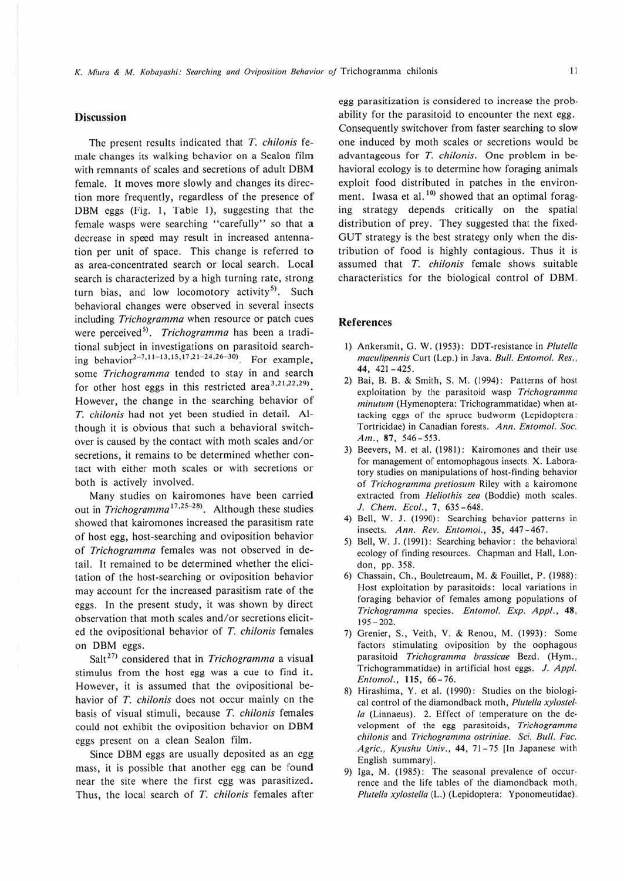## Discussion

The present results indicated that *T. chilonis* female changes its walking behavior on a Sealon film with remnants of scales and secretions of adult DBM female. It moves more slowly and changes its direction more frequently, regardless of the presence of DBM eggs (Fig. 1, Table 1), suggesting that the female wasps were searching "carefully" so that a decrease in speed may result in increased antennation per unit of space. This change is referred to as area-concentrated search or local search. Local search is characterized by a high turning rate, strong turn bias, and low locomotory activity[5]. Such behavioral changes were observed in several insects including *Trichogramma* when resource or patch cues were perceived[5]. *Trichogramma* has been a traditional subject in investigations on parasitoid searching behavior[2–7,11–13,15,17,21–24,26–30]. For example, some *Trichogramma* tended to stay in and search for other host eggs in this restricted area[3,21,22,29]. However, the change in the searching behavior of *T. chilonis* had not yet been studied in detail. Although it is obvious that such a behavioral switchover is caused by the contact with moth scales and/or secretions, it remains to be determined whether contact with either moth scales or with secretions or both is actively involved.

Many studies on kairomones have been carried out in *Trichogramma*[17,25–28]. Although these studies showed that kairomones increased the parasitism rate of host egg, host-searching and oviposition behavior of *Trichogramma* females was not observed in detail. It remained to be determined whether the elicitation of the host-searching or oviposition behavior may account for the increased parasitism rate of the eggs. In the present study, it was shown by direct observation that moth scales and/or secretions elicited the ovipositional behavior of *T. chilonis* females on DBM eggs.

Salt[27] considered that in *Trichogramma* a visual stimulus from the host egg was a cue to find it. However, it is assumed that the ovipositional behavior of *T. chilonis* does not occur mainly on the basis of visual stimuli, because *T. chilonis* females could not exhibit the oviposition behavior on DBM eggs present on a clean Sealon film.

Since DBM eggs are usually deposited as an egg mass, it is possible that another egg can be found near the site where the first egg was parasitized. Thus, the local search of *T. chilonis* females after egg parasitization is considered to increase the probability for the parasitoid to encounter the next egg. Consequently switchover from faster searching to slow one induced by moth scales or secretions would be advantageous for *T. chilonis*. One problem in behavioral ecology is to determine how foraging animals exploit food distributed in patches in the environment. Iwasa et al.[10] showed that an optimal foraging strategy depends critically on the spatial distribution of prey. They suggested that the fixed-GUT strategy is the best strategy only when the distribution of food is highly contagious. Thus it is assumed that *T. chilonis* female shows suitable characteristics for the biological control of DBM.

## References

1) Ankersmit, G. W. (1953): DDT-resistance in *Plutella maculipennis* Curt (Lep.) in Java. *Bull. Entomol. Res.*, **44**, 421–425.
2) Bai, B. B. & Smith, S. M. (1994): Patterns of host exploitation by the parasitoid wasp *Trichogramma minutum* (Hymenoptera: Trichogrammatidae) when attacking eggs of the spruce budworm (Lepidoptera: Tortricidae) in Canadian forests. *Ann. Entomol. Soc. Am.*, **87**, 546–553.
3) Beevers, M. et al. (1981): Kairomones and their use for management of entomophagous insects. X. Laboratory studies on manipulations of host-finding behavior of *Trichogramma pretiosum* Riley with a kairomone extracted from *Heliothis zea* (Boddie) moth scales. *J. Chem. Ecol.*, **7**, 635–648.
4) Bell, W. J. (1990): Searching behavior patterns in insects. *Ann. Rev. Entomol.*, **35**, 447–467.
5) Bell, W. J. (1991): Searching behavior: the behavioral ecology of finding resources. Chapman and Hall, London, pp. 358.
6) Chassain, Ch., Bouletreaum, M. & Fouillet, P. (1988): Host exploitation by parasitoids: local variations in foraging behavior of females among populations of *Trichogramma* species. *Entomol. Exp. Appl.*, **48**, 195–202.
7) Grenier, S., Veith, V. & Renou, M. (1993): Some factors stimulating oviposition by the oophagous parasitoid *Trichogramma brassicae* Bezd. (Hym., Trichogrammatidae) in artificial host eggs. *J. Appl. Entomol.*, **115**, 66–76.
8) Hirashima, Y. et al. (1990): Studies on the biological control of the diamondback moth, *Plutella xylostella* (Linnaeus). 2. Effect of temperature on the development of the egg parasitoids, *Trichogramma chilonis* and *Trichogramma ostriniae*. *Sci. Bull. Fac. Agric., Kyushu Univ.*, **44**, 71–75 [In Japanese with English summary].
9) Iga, M. (1985): The seasonal prevalence of occurrence and the life tables of the diamondback moth, *Plutella xylostella* (L.) (Lepidoptera: Yponomeutidae).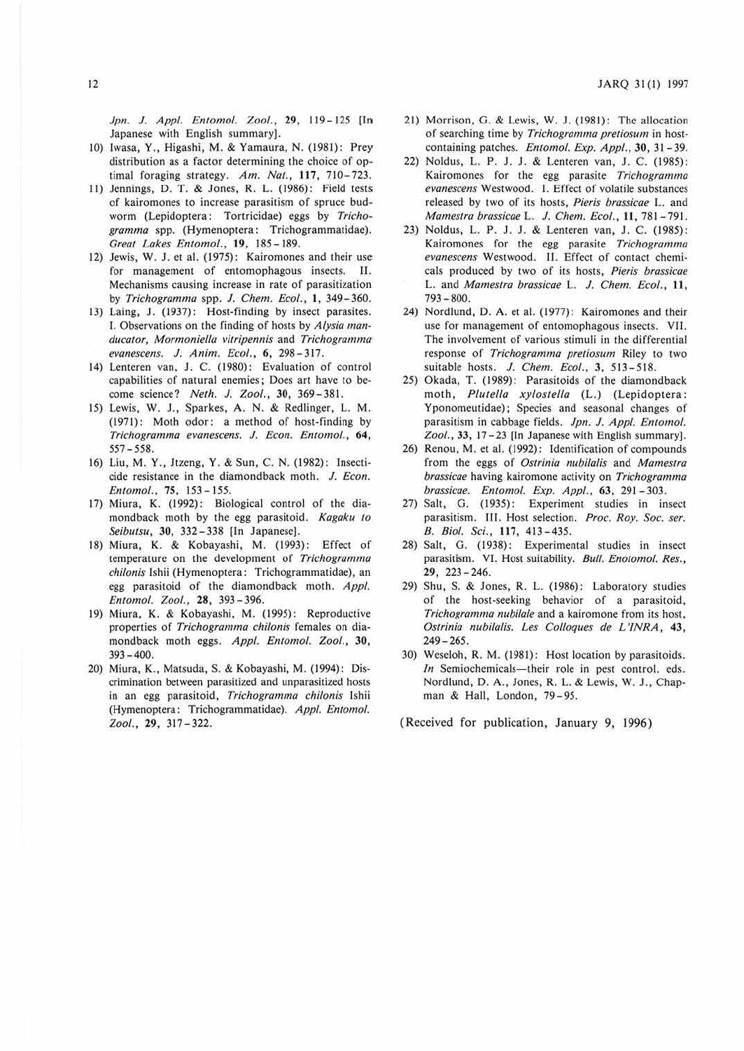*Jpn. J. Appl. Entomol. Zool.*, **29**, 119–125 [In Japanese with English summary].

10) Iwasa, Y., Higashi, M. & Yamaura, N. (1981): Prey distribution as a factor determining the choice of optimal foraging strategy. *Am. Nat.*, **117**, 710–723.
11) Jennings, D. T. & Jones, R. L. (1986): Field tests of kairomones to increase parasitism of spruce budworm (Lepidoptera: Tortricidae) eggs by *Trichogramma* spp. (Hymenoptera: Trichogrammatidae). *Great Lakes Entomol.*, **19**, 185–189.
12) Jewis, W. J. et al. (1975): Kairomones and their use for management of entomophagous insects. II. Mechanisms causing increase in rate of parasitization by *Trichogramma* spp. *J. Chem. Ecol.*, **1**, 349–360.
13) Laing, J. (1937): Host-finding by insect parasites. I. Observations on the finding of hosts by *Alysia manducator, Mormoniella vitripennis* and *Trichogramma evanescens*. *J. Anim. Ecol.*, **6**, 298–317.
14) Lenteren van, J. C. (1980): Evaluation of control capabilities of natural enemies; Does art have to become science? *Neth. J. Zool.*, **30**, 369–381.
15) Lewis, W. J., Sparkes, A. N. & Redlinger, L. M. (1971): Moth odor: a method of host-finding by *Trichogramma evanescens*. *J. Econ. Entomol.*, **64**, 557–558.
16) Liu, M. Y., Jtzeng, Y. & Sun, C. N. (1982): Insecticide resistance in the diamondback moth. *J. Econ. Entomol.*, **75**, 153–155.
17) Miura, K. (1992): Biological control of the diamondback moth by the egg parasitoid. *Kagaku to Seibutsu*, **30**, 332–338 [In Japanese].
18) Miura, K. & Kobayashi, M. (1993): Effect of temperature on the development of *Trichogramma chilonis* Ishii (Hymenoptera: Trichogrammatidae), an egg parasitoid of the diamondback moth. *Appl. Entomol. Zool.*, **28**, 393–396.
19) Miura, K. & Kobayashi, M. (1995): Reproductive properties of *Trichogramma chilonis* females on diamondback moth eggs. *Appl. Entomol. Zool.*, **30**, 393–400.
20) Miura, K., Matsuda, S. & Kobayashi, M. (1994): Discrimination between parasitized and unparasitized hosts in an egg parasitoid, *Trichogramma chilonis* Ishii (Hymenoptera: Trichogrammatidae). *Appl. Entomol. Zool.*, **29**, 317–322.
21) Morrison, G. & Lewis, W. J. (1981): The allocation of searching time by *Trichogramma pretiosum* in host-containing patches. *Entomol. Exp. Appl.*, **30**, 31–39.
22) Noldus, L. P. J. J. & Lenteren van, J. C. (1985): Kairomones for the egg parasite *Trichogramma evanescens* Westwood. I. Effect of volatile substances released by two of its hosts, *Pieris brassicae* L. and *Mamestra brassicae* L. *J. Chem. Ecol.*, **11**, 781–791.
23) Noldus, L. P. J. J. & Lenteren van, J. C. (1985): Kairomones for the egg parasite *Trichogramma evanescens* Westwood. II. Effect of contact chemicals produced by two of its hosts, *Pieris brassicae* L. and *Mamestra brassicae* L. *J. Chem. Ecol.*, **11**, 793–800.
24) Nordlund, D. A. et al. (1977): Kairomones and their use for management of entomophagous insects. VII. The involvement of various stimuli in the differential response of *Trichogramma pretiosum* Riley to two suitable hosts. *J. Chem. Ecol.*, **3**, 513–518.
25) Okada, T. (1989): Parasitoids of the diamondback moth, *Plutella xylostella* (L.) (Lepidoptera: Yponomeutidae); Species and seasonal changes of parasitism in cabbage fields. *Jpn. J. Appl. Entomol. Zool.*, **33**, 17–23 [In Japanese with English summary].
26) Renou, M. et al. (1992): Identification of compounds from the eggs of *Ostrinia nubilalis* and *Mamestra brassicae* having kairomone activity on *Trichogramma brassicae*. *Entomol. Exp. Appl.*, **63**, 291–303.
27) Salt, G. (1935): Experiment studies in insect parasitism. III. Host selection. *Proc. Roy. Soc. ser. B. Biol. Sci.*, **117**, 413–435.
28) Salt, G. (1938): Experimental studies in insect parasitism. VI. Host suitability. *Bull. Enotomol. Res.*, **29**, 223–246.
29) Shu, S. & Jones, R. L. (1986): Laboratory studies of the host-seeking behavior of a parasitoid, *Trichogramma nubilale* and a kairomone from its host, *Ostrinia nubilalis*. *Les Colloques de L'INRA*, **43**, 249–265.
30) Weseloh, R. M. (1981): Host location by parasitoids. *In* Semiochemicals—their role in pest control. eds. Nordlund, D. A., Jones, R. L. & Lewis, W. J., Chapman & Hall, London, 79–95.

(Received for publication, January 9, 1996)